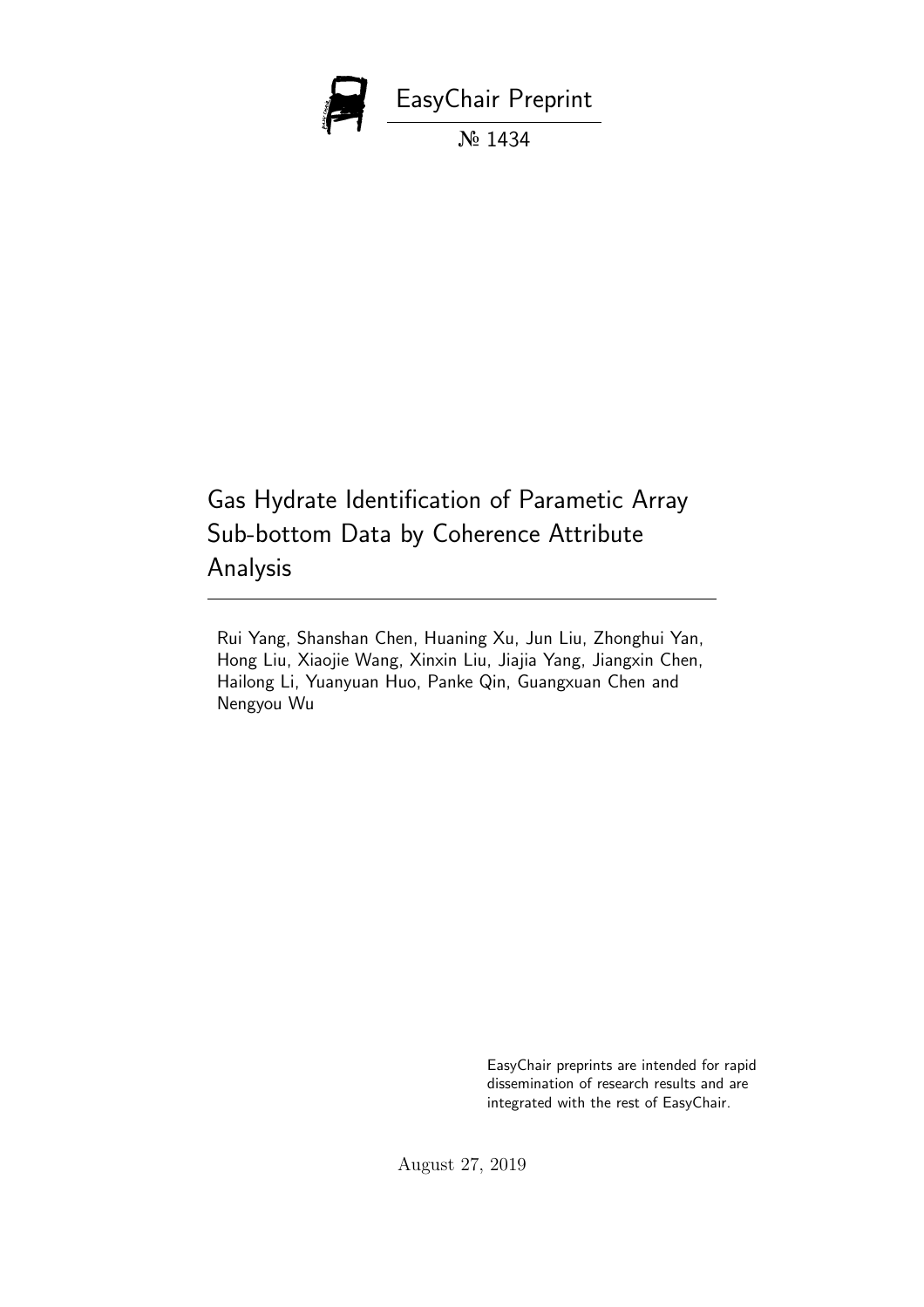EasyChair Preprint

№ 1434

# Gas Hydrate Identification of Parametic Array Sub-bottom Data by Coherence Attribute Analysis

Rui Yang, Shanshan Chen, Huaning Xu, Jun Liu, Zhonghui Yan, Hong Liu, Xiaojie Wang, Xinxin Liu, Jiajia Yang, Jiangxin Chen, Hailong Li, Yuanyuan Huo, Panke Qin, Guangxuan Chen and Nengyou Wu

EasyChair preprints are intended for rapid dissemination of research results and are integrated with the rest of EasyChair.

August 27, 2019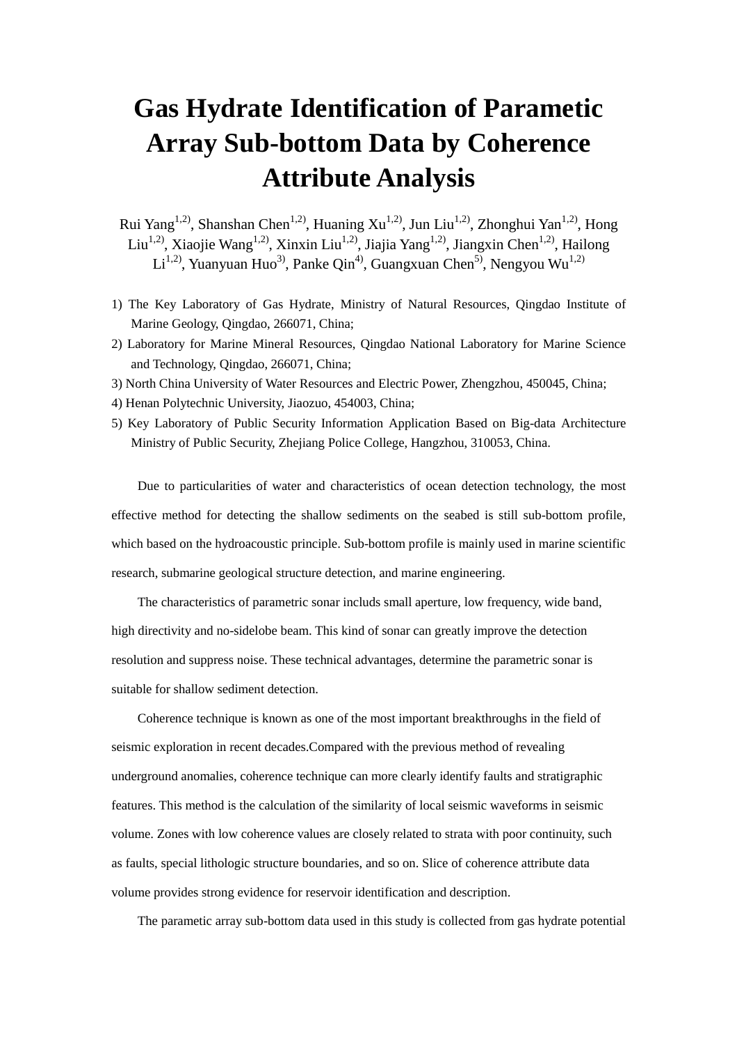# Gas Hydrate Identification of Parametic Array Sub-bottom Data by Coherence Attribute Analysis

Rui Yang[1,2], Shanshan Chen[1,2], Huaning Xu[1,2], Jun Liu[1,2], Zhonghui Yan[1,2], Hong Liu[1,2], Xiaojie Wang[1,2], Xinxin Liu[1,2], Jiajia Yang[1,2], Jiangxin Chen[1,2], Hailong Li[1,2], Yuanyuan Huo[3], Panke Qin[4], Guangxuan Chen[5], Nengyou Wu[1,2]

1) The Key Laboratory of Gas Hydrate, Ministry of Natural Resources, Qingdao Institute of Marine Geology, Qingdao, 266071, China;
2) Laboratory for Marine Mineral Resources, Qingdao National Laboratory for Marine Science and Technology, Qingdao, 266071, China;
3) North China University of Water Resources and Electric Power, Zhengzhou, 450045, China;
4) Henan Polytechnic University, Jiaozuo, 454003, China;
5) Key Laboratory of Public Security Information Application Based on Big-data Architecture Ministry of Public Security, Zhejiang Police College, Hangzhou, 310053, China.

Due to particularities of water and characteristics of ocean detection technology, the most effective method for detecting the shallow sediments on the seabed is still sub-bottom profile, which based on the hydroacoustic principle. Sub-bottom profile is mainly used in marine scientific research, submarine geological structure detection, and marine engineering.

The characteristics of parametric sonar includs small aperture, low frequency, wide band, high directivity and no-sidelobe beam. This kind of sonar can greatly improve the detection resolution and suppress noise. These technical advantages, determine the parametric sonar is suitable for shallow sediment detection.

Coherence technique is known as one of the most important breakthroughs in the field of seismic exploration in recent decades.Compared with the previous method of revealing underground anomalies, coherence technique can more clearly identify faults and stratigraphic features. This method is the calculation of the similarity of local seismic waveforms in seismic volume. Zones with low coherence values are closely related to strata with poor continuity, such as faults, special lithologic structure boundaries, and so on. Slice of coherence attribute data volume provides strong evidence for reservoir identification and description.

The parametic array sub-bottom data used in this study is collected from gas hydrate potential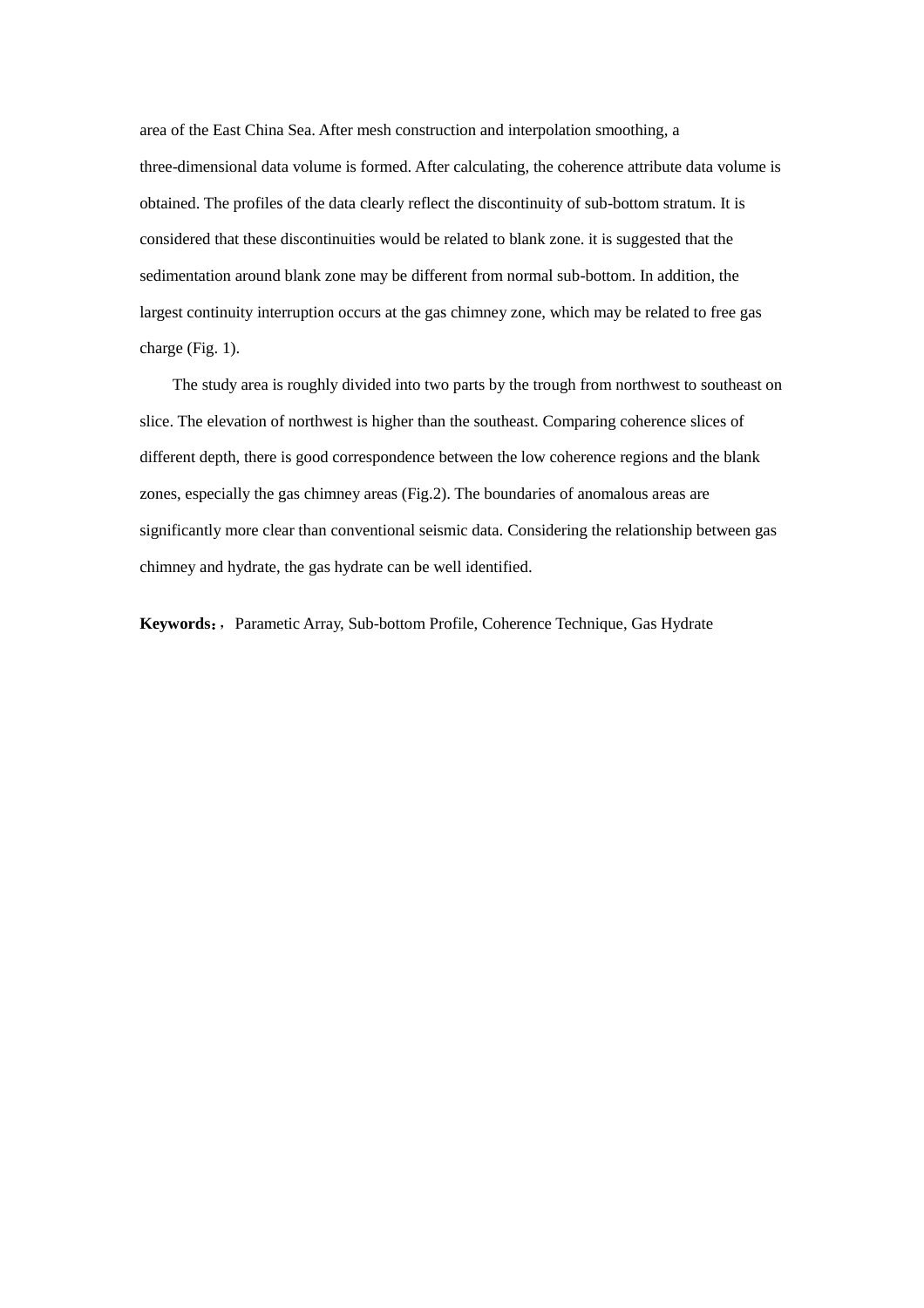area of the East China Sea. After mesh construction and interpolation smoothing, a three-dimensional data volume is formed. After calculating, the coherence attribute data volume is obtained. The profiles of the data clearly reflect the discontinuity of sub-bottom stratum. It is considered that these discontinuities would be related to blank zone. it is suggested that the sedimentation around blank zone may be different from normal sub-bottom. In addition, the largest continuity interruption occurs at the gas chimney zone, which may be related to free gas charge (Fig. 1).

The study area is roughly divided into two parts by the trough from northwest to southeast on slice. The elevation of northwest is higher than the southeast. Comparing coherence slices of different depth, there is good correspondence between the low coherence regions and the blank zones, especially the gas chimney areas (Fig.2). The boundaries of anomalous areas are significantly more clear than conventional seismic data. Considering the relationship between gas chimney and hydrate, the gas hydrate can be well identified.

**Keywords：**，Parametic Array, Sub-bottom Profile, Coherence Technique, Gas Hydrate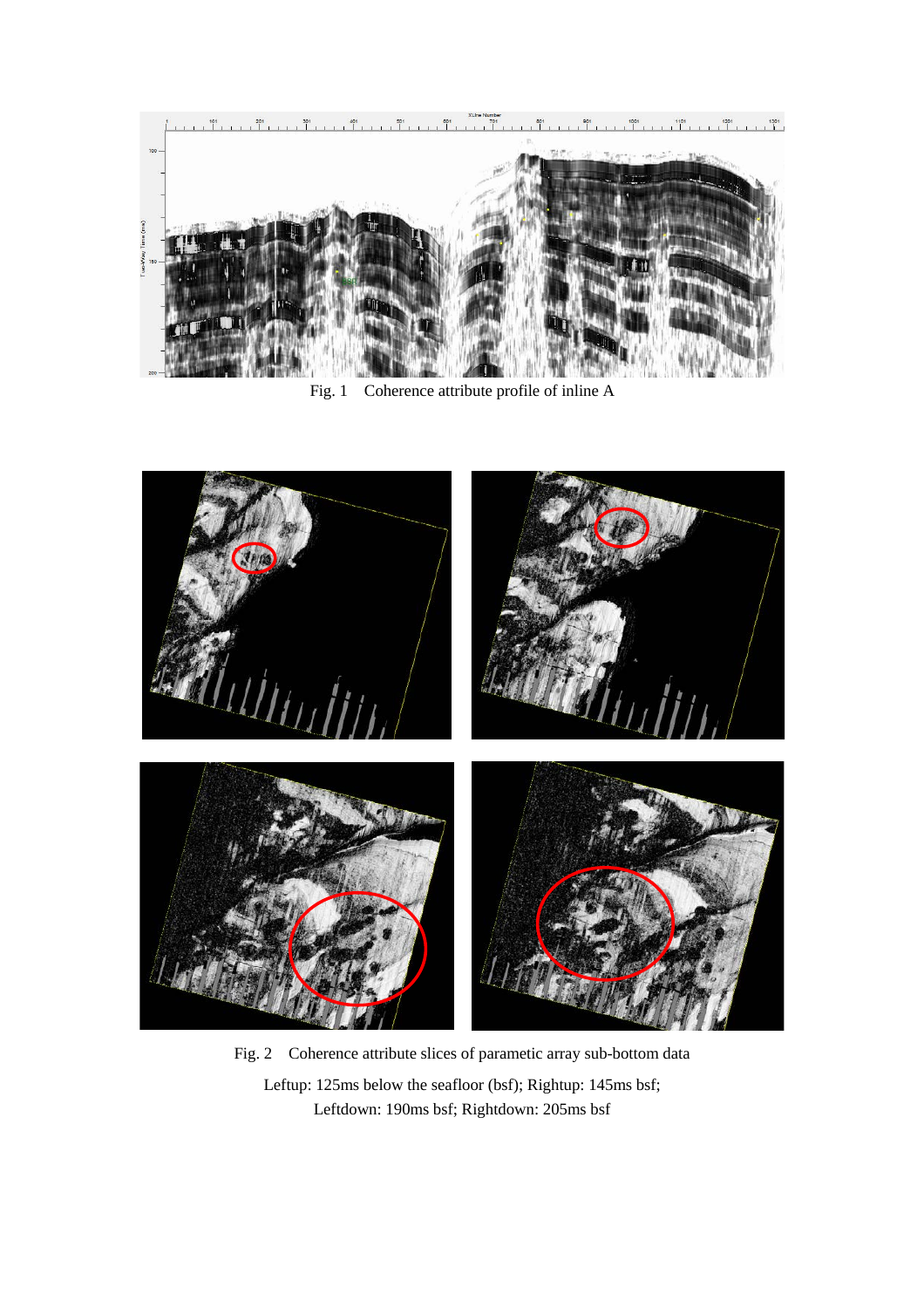Fig. 1 Coherence attribute profile of inline A

Fig. 2 Coherence attribute slices of parametic array sub-bottom data

Leftup: 125ms below the seafloor (bsf); Rightup: 145ms bsf;
Leftdown: 190ms bsf; Rightdown: 205ms bsf